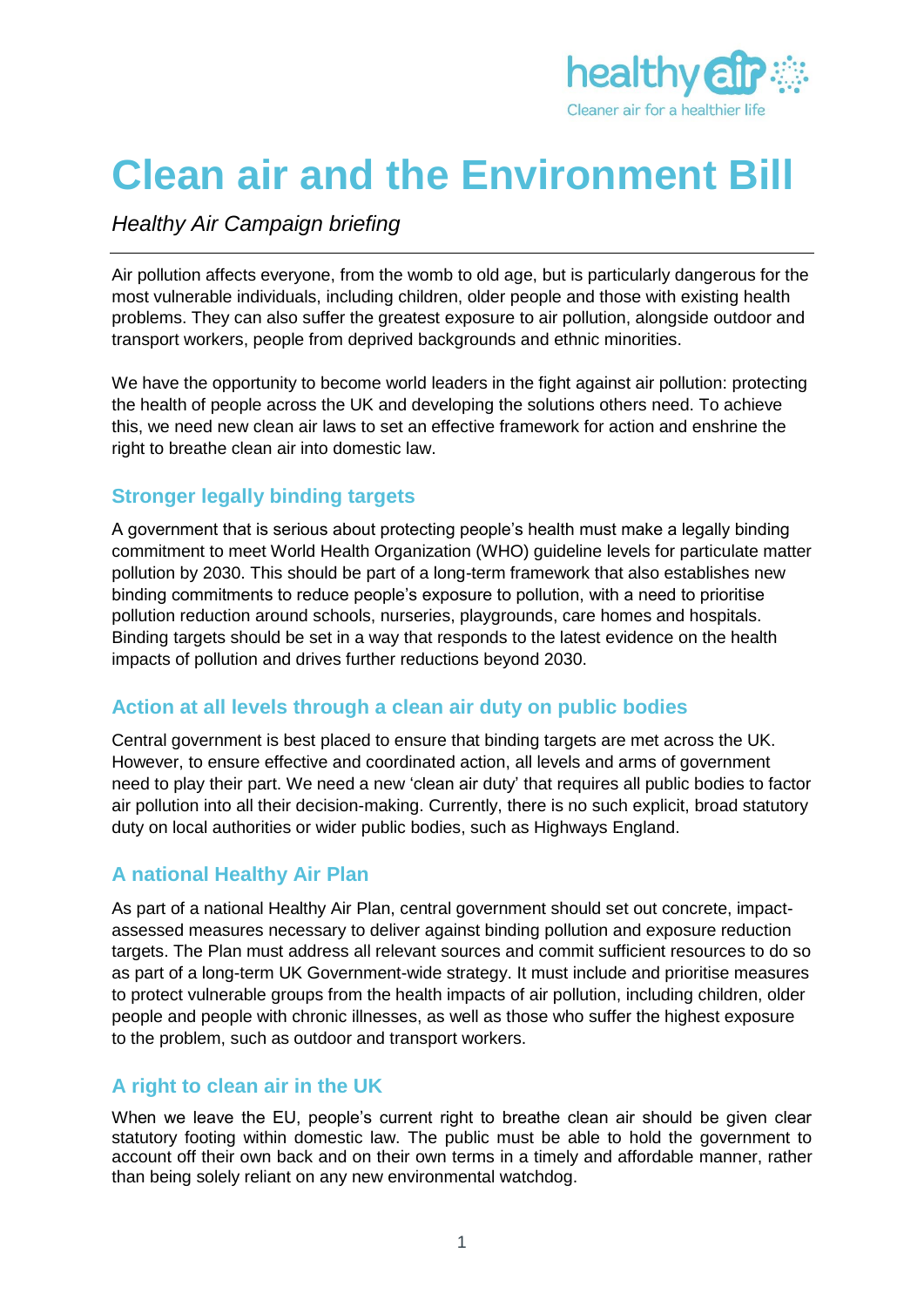# Clean air and the Environment Bill

*Healthy Air Campaign briefing*

---

Air pollution affects everyone, from the womb to old age, but is particularly dangerous for the most vulnerable individuals, including children, older people and those with existing health problems. They can also suffer the greatest exposure to air pollution, alongside outdoor and transport workers, people from deprived backgrounds and ethnic minorities.

We have the opportunity to become world leaders in the fight against air pollution: protecting the health of people across the UK and developing the solutions others need. To achieve this, we need new clean air laws to set an effective framework for action and enshrine the right to breathe clean air into domestic law.

## Stronger legally binding targets

A government that is serious about protecting people's health must make a legally binding commitment to meet World Health Organization (WHO) guideline levels for particulate matter pollution by 2030. This should be part of a long-term framework that also establishes new binding commitments to reduce people's exposure to pollution, with a need to prioritise pollution reduction around schools, nurseries, playgrounds, care homes and hospitals. Binding targets should be set in a way that responds to the latest evidence on the health impacts of pollution and drives further reductions beyond 2030.

## Action at all levels through a clean air duty on public bodies

Central government is best placed to ensure that binding targets are met across the UK. However, to ensure effective and coordinated action, all levels and arms of government need to play their part. We need a new 'clean air duty' that requires all public bodies to factor air pollution into all their decision-making. Currently, there is no such explicit, broad statutory duty on local authorities or wider public bodies, such as Highways England.

## A national Healthy Air Plan

As part of a national Healthy Air Plan, central government should set out concrete, impact-assessed measures necessary to deliver against binding pollution and exposure reduction targets. The Plan must address all relevant sources and commit sufficient resources to do so as part of a long-term UK Government-wide strategy. It must include and prioritise measures to protect vulnerable groups from the health impacts of air pollution, including children, older people and people with chronic illnesses, as well as those who suffer the highest exposure to the problem, such as outdoor and transport workers.

## A right to clean air in the UK

When we leave the EU, people's current right to breathe clean air should be given clear statutory footing within domestic law. The public must be able to hold the government to account off their own back and on their own terms in a timely and affordable manner, rather than being solely reliant on any new environmental watchdog.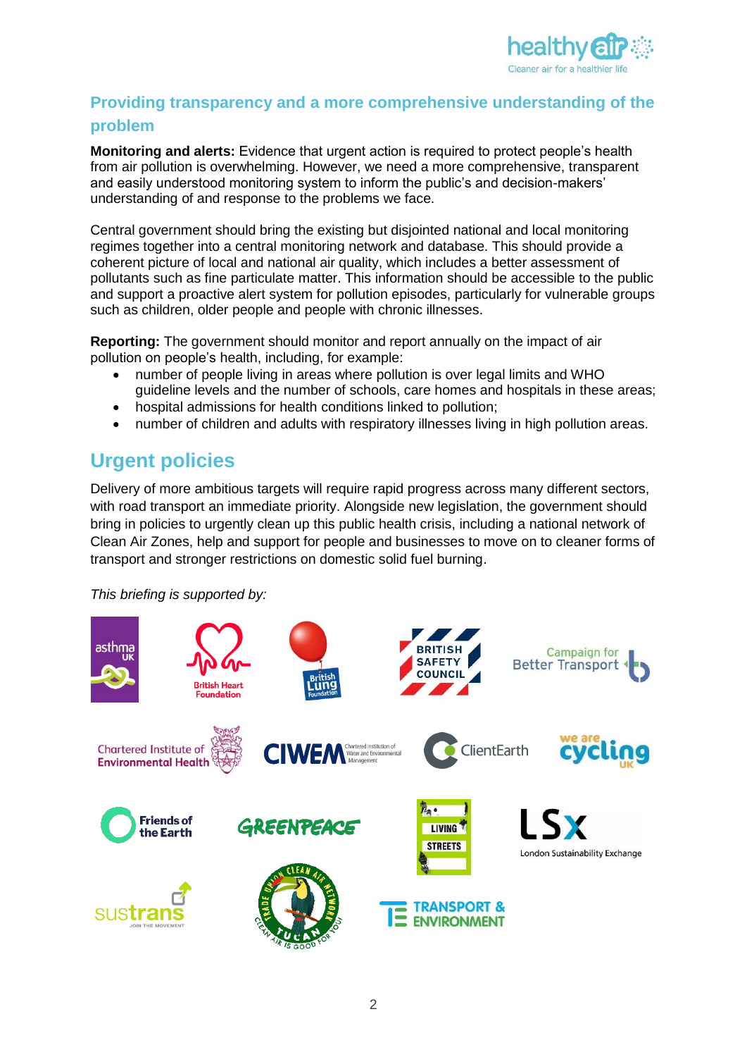## Providing transparency and a more comprehensive understanding of the problem

**Monitoring and alerts:** Evidence that urgent action is required to protect people's health from air pollution is overwhelming. However, we need a more comprehensive, transparent and easily understood monitoring system to inform the public's and decision-makers' understanding of and response to the problems we face.

Central government should bring the existing but disjointed national and local monitoring regimes together into a central monitoring network and database. This should provide a coherent picture of local and national air quality, which includes a better assessment of pollutants such as fine particulate matter. This information should be accessible to the public and support a proactive alert system for pollution episodes, particularly for vulnerable groups such as children, older people and people with chronic illnesses.

**Reporting:** The government should monitor and report annually on the impact of air pollution on people's health, including, for example:

- number of people living in areas where pollution is over legal limits and WHO guideline levels and the number of schools, care homes and hospitals in these areas;
- hospital admissions for health conditions linked to pollution;
- number of children and adults with respiratory illnesses living in high pollution areas.

# Urgent policies

Delivery of more ambitious targets will require rapid progress across many different sectors, with road transport an immediate priority. Alongside new legislation, the government should bring in policies to urgently clean up this public health crisis, including a national network of Clean Air Zones, help and support for people and businesses to move on to cleaner forms of transport and stronger restrictions on domestic solid fuel burning.

*This briefing is supported by:*

asthma UK
British Heart Foundation
British Lung Foundation
British Safety Council
Campaign for Better Transport
Chartered Institute of Environmental Health
CIWEM Chartered Institution of Water and Environmental Management
ClientEarth
we are cycling UK
Friends of the Earth
Greenpeace
Living Streets
LSx London Sustainability Exchange
sustrans JOIN THE MOVEMENT
Trade Union Clean Air Network TUCAN Clean air is good for you
Transport & Environment